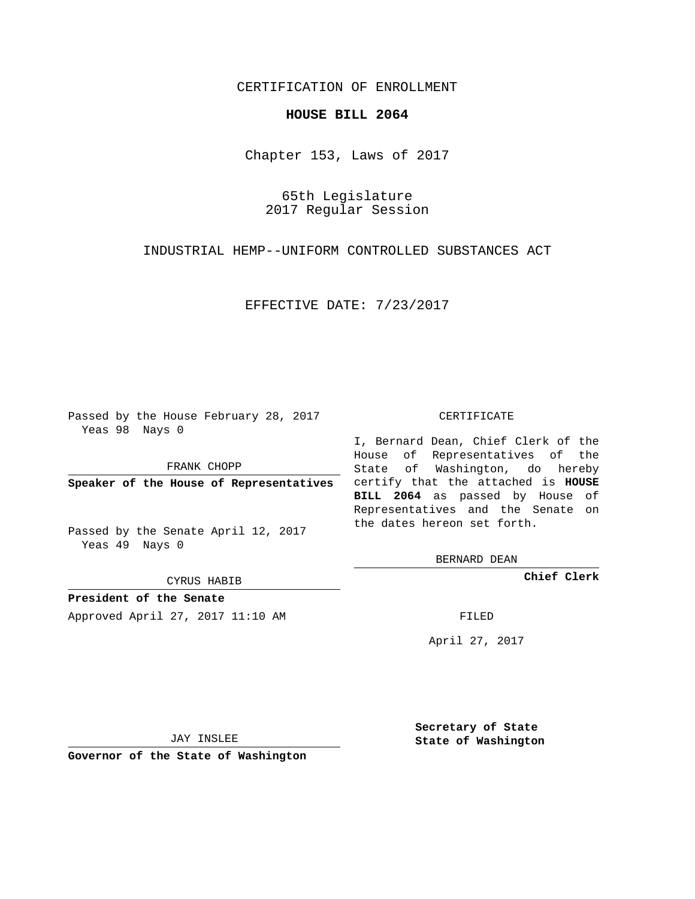CERTIFICATION OF ENROLLMENT

**HOUSE BILL 2064**

Chapter 153, Laws of 2017

65th Legislature
2017 Regular Session

INDUSTRIAL HEMP--UNIFORM CONTROLLED SUBSTANCES ACT

EFFECTIVE DATE: 7/23/2017

Passed by the House February 28, 2017
Yeas 98 Nays 0

FRANK CHOPP

**Speaker of the House of Representatives**

Passed by the Senate April 12, 2017
Yeas 49 Nays 0

CYRUS HABIB

**President of the Senate**

CERTIFICATE

I, Bernard Dean, Chief Clerk of the House of Representatives of the State of Washington, do hereby certify that the attached is **HOUSE BILL 2064** as passed by House of Representatives and the Senate on the dates hereon set forth.

BERNARD DEAN

**Chief Clerk**

Approved April 27, 2017 11:10 AM

FILED

April 27, 2017

JAY INSLEE

**Governor of the State of Washington**

**Secretary of State**
**State of Washington**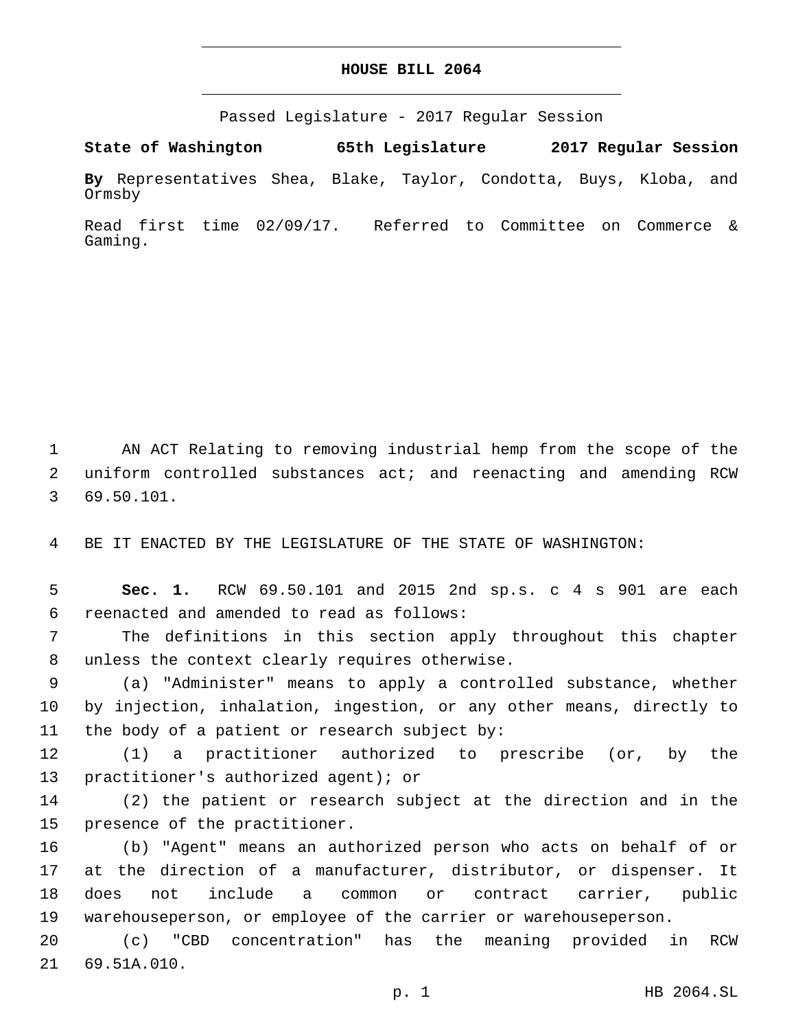# HOUSE BILL 2064

Passed Legislature - 2017 Regular Session

**State of Washington 65th Legislature 2017 Regular Session**

**By** Representatives Shea, Blake, Taylor, Condotta, Buys, Kloba, and Ormsby

Read first time 02/09/17. Referred to Committee on Commerce & Gaming.

AN ACT Relating to removing industrial hemp from the scope of the uniform controlled substances act; and reenacting and amending RCW 69.50.101.

BE IT ENACTED BY THE LEGISLATURE OF THE STATE OF WASHINGTON:

**Sec. 1.** RCW 69.50.101 and 2015 2nd sp.s. c 4 s 901 are each reenacted and amended to read as follows:

The definitions in this section apply throughout this chapter unless the context clearly requires otherwise.

(a) "Administer" means to apply a controlled substance, whether by injection, inhalation, ingestion, or any other means, directly to the body of a patient or research subject by:

(1) a practitioner authorized to prescribe (or, by the practitioner's authorized agent); or

(2) the patient or research subject at the direction and in the presence of the practitioner.

(b) "Agent" means an authorized person who acts on behalf of or at the direction of a manufacturer, distributor, or dispenser. It does not include a common or contract carrier, public warehouseperson, or employee of the carrier or warehouseperson.

(c) "CBD concentration" has the meaning provided in RCW 69.51A.010.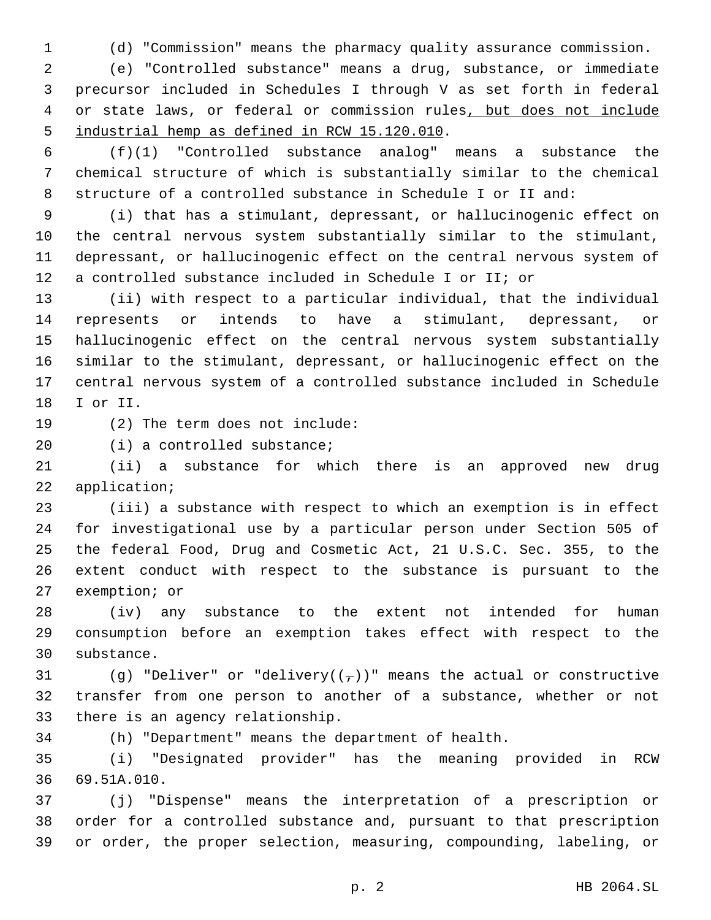(d) "Commission" means the pharmacy quality assurance commission.

(e) "Controlled substance" means a drug, substance, or immediate precursor included in Schedules I through V as set forth in federal or state laws, or federal or commission rules, but does not include industrial hemp as defined in RCW 15.120.010.

(f)(1) "Controlled substance analog" means a substance the chemical structure of which is substantially similar to the chemical structure of a controlled substance in Schedule I or II and:

(i) that has a stimulant, depressant, or hallucinogenic effect on the central nervous system substantially similar to the stimulant, depressant, or hallucinogenic effect on the central nervous system of a controlled substance included in Schedule I or II; or

(ii) with respect to a particular individual, that the individual represents or intends to have a stimulant, depressant, or hallucinogenic effect on the central nervous system substantially similar to the stimulant, depressant, or hallucinogenic effect on the central nervous system of a controlled substance included in Schedule I or II.

(2) The term does not include:

(i) a controlled substance;

(ii) a substance for which there is an approved new drug application;

(iii) a substance with respect to which an exemption is in effect for investigational use by a particular person under Section 505 of the federal Food, Drug and Cosmetic Act, 21 U.S.C. Sec. 355, to the extent conduct with respect to the substance is pursuant to the exemption; or

(iv) any substance to the extent not intended for human consumption before an exemption takes effect with respect to the substance.

(g) "Deliver" or "delivery((,))" means the actual or constructive transfer from one person to another of a substance, whether or not there is an agency relationship.

(h) "Department" means the department of health.

(i) "Designated provider" has the meaning provided in RCW 69.51A.010.

(j) "Dispense" means the interpretation of a prescription or order for a controlled substance and, pursuant to that prescription or order, the proper selection, measuring, compounding, labeling, or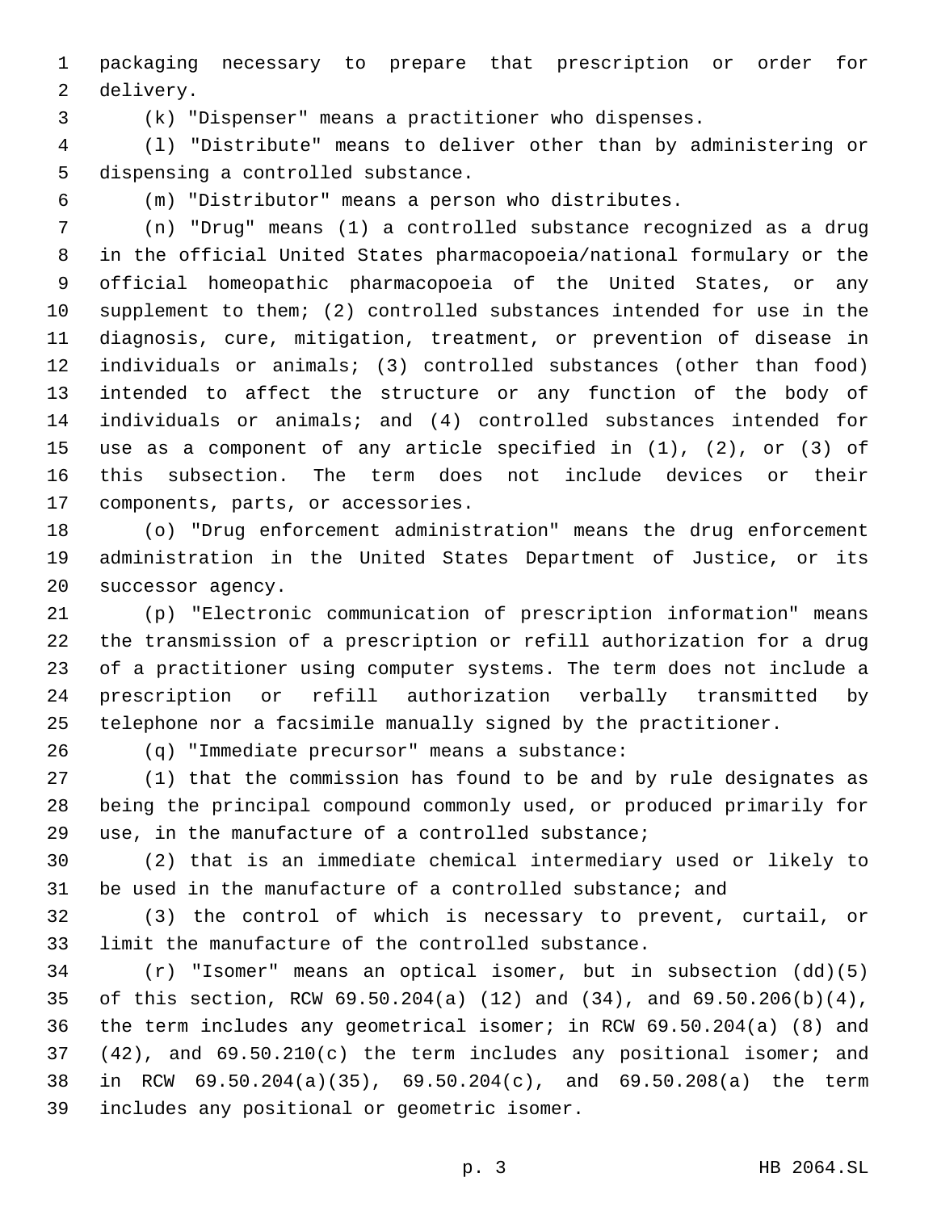packaging necessary to prepare that prescription or order for delivery.

(k) "Dispenser" means a practitioner who dispenses.

(l) "Distribute" means to deliver other than by administering or dispensing a controlled substance.

(m) "Distributor" means a person who distributes.

(n) "Drug" means (1) a controlled substance recognized as a drug in the official United States pharmacopoeia/national formulary or the official homeopathic pharmacopoeia of the United States, or any supplement to them; (2) controlled substances intended for use in the diagnosis, cure, mitigation, treatment, or prevention of disease in individuals or animals; (3) controlled substances (other than food) intended to affect the structure or any function of the body of individuals or animals; and (4) controlled substances intended for use as a component of any article specified in (1), (2), or (3) of this subsection. The term does not include devices or their components, parts, or accessories.

(o) "Drug enforcement administration" means the drug enforcement administration in the United States Department of Justice, or its successor agency.

(p) "Electronic communication of prescription information" means the transmission of a prescription or refill authorization for a drug of a practitioner using computer systems. The term does not include a prescription or refill authorization verbally transmitted by telephone nor a facsimile manually signed by the practitioner.

(q) "Immediate precursor" means a substance:

(1) that the commission has found to be and by rule designates as being the principal compound commonly used, or produced primarily for use, in the manufacture of a controlled substance;

(2) that is an immediate chemical intermediary used or likely to be used in the manufacture of a controlled substance; and

(3) the control of which is necessary to prevent, curtail, or limit the manufacture of the controlled substance.

(r) "Isomer" means an optical isomer, but in subsection (dd)(5) of this section, RCW 69.50.204(a) (12) and (34), and 69.50.206(b)(4), the term includes any geometrical isomer; in RCW 69.50.204(a) (8) and (42), and 69.50.210(c) the term includes any positional isomer; and in RCW 69.50.204(a)(35), 69.50.204(c), and 69.50.208(a) the term includes any positional or geometric isomer.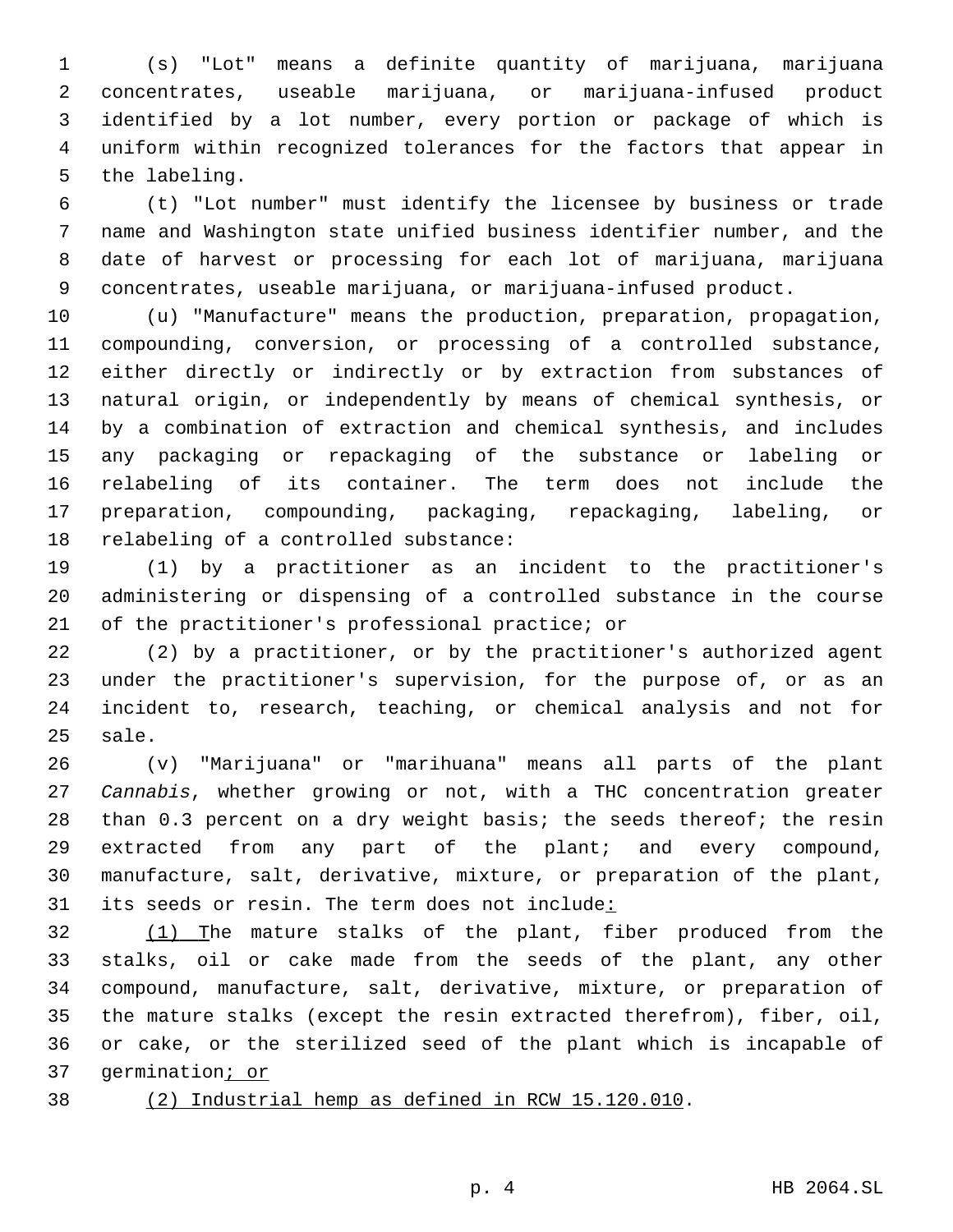(s) "Lot" means a definite quantity of marijuana, marijuana concentrates, useable marijuana, or marijuana-infused product identified by a lot number, every portion or package of which is uniform within recognized tolerances for the factors that appear in the labeling.

(t) "Lot number" must identify the licensee by business or trade name and Washington state unified business identifier number, and the date of harvest or processing for each lot of marijuana, marijuana concentrates, useable marijuana, or marijuana-infused product.

(u) "Manufacture" means the production, preparation, propagation, compounding, conversion, or processing of a controlled substance, either directly or indirectly or by extraction from substances of natural origin, or independently by means of chemical synthesis, or by a combination of extraction and chemical synthesis, and includes any packaging or repackaging of the substance or labeling or relabeling of its container. The term does not include the preparation, compounding, packaging, repackaging, labeling, or relabeling of a controlled substance:

(1) by a practitioner as an incident to the practitioner's administering or dispensing of a controlled substance in the course of the practitioner's professional practice; or

(2) by a practitioner, or by the practitioner's authorized agent under the practitioner's supervision, for the purpose of, or as an incident to, research, teaching, or chemical analysis and not for sale.

(v) "Marijuana" or "marihuana" means all parts of the plant *Cannabis*, whether growing or not, with a THC concentration greater than 0.3 percent on a dry weight basis; the seeds thereof; the resin extracted from any part of the plant; and every compound, manufacture, salt, derivative, mixture, or preparation of the plant, its seeds or resin. The term does not include:

(1) The mature stalks of the plant, fiber produced from the stalks, oil or cake made from the seeds of the plant, any other compound, manufacture, salt, derivative, mixture, or preparation of the mature stalks (except the resin extracted therefrom), fiber, oil, or cake, or the sterilized seed of the plant which is incapable of germination; or

(2) Industrial hemp as defined in RCW 15.120.010.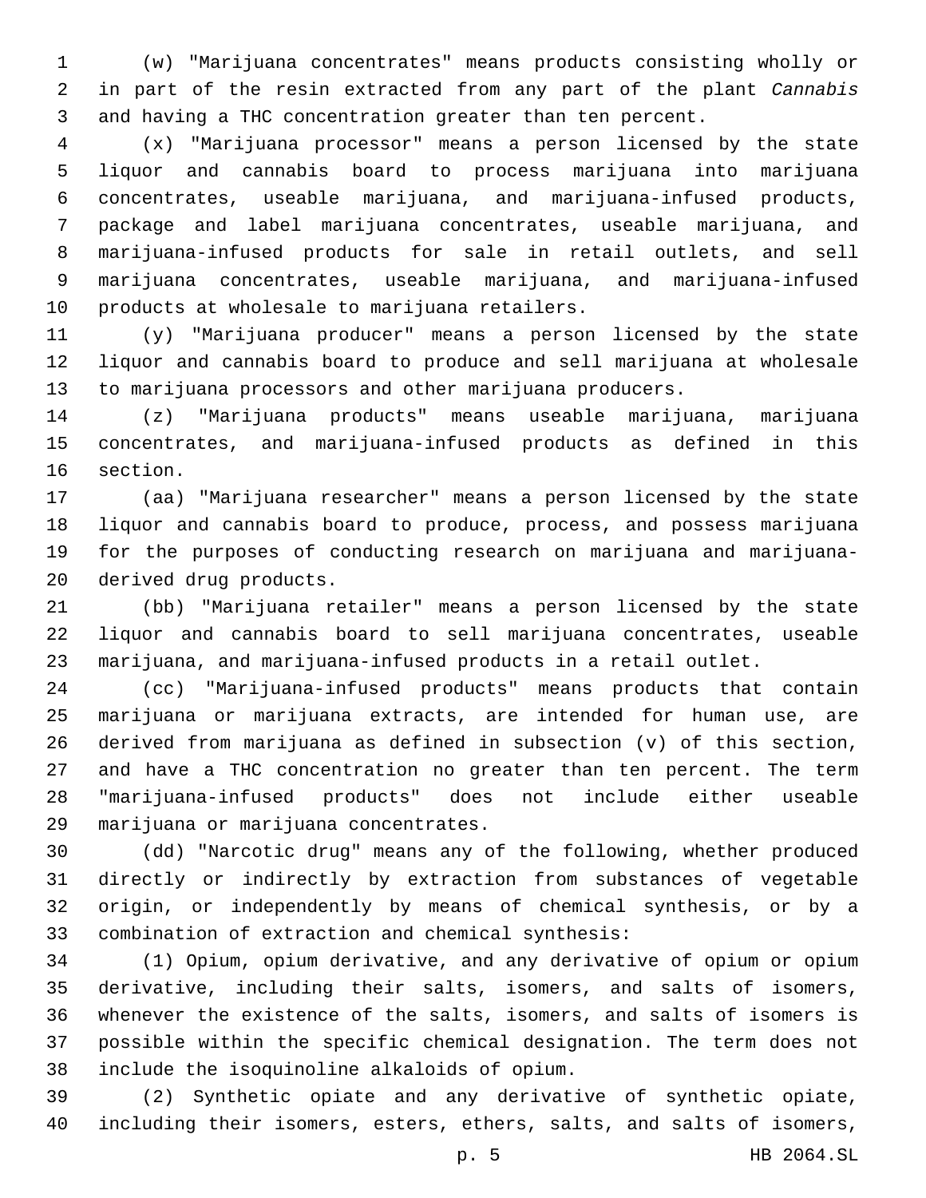(w) "Marijuana concentrates" means products consisting wholly or in part of the resin extracted from any part of the plant *Cannabis* and having a THC concentration greater than ten percent.

(x) "Marijuana processor" means a person licensed by the state liquor and cannabis board to process marijuana into marijuana concentrates, useable marijuana, and marijuana-infused products, package and label marijuana concentrates, useable marijuana, and marijuana-infused products for sale in retail outlets, and sell marijuana concentrates, useable marijuana, and marijuana-infused products at wholesale to marijuana retailers.

(y) "Marijuana producer" means a person licensed by the state liquor and cannabis board to produce and sell marijuana at wholesale to marijuana processors and other marijuana producers.

(z) "Marijuana products" means useable marijuana, marijuana concentrates, and marijuana-infused products as defined in this section.

(aa) "Marijuana researcher" means a person licensed by the state liquor and cannabis board to produce, process, and possess marijuana for the purposes of conducting research on marijuana and marijuana-derived drug products.

(bb) "Marijuana retailer" means a person licensed by the state liquor and cannabis board to sell marijuana concentrates, useable marijuana, and marijuana-infused products in a retail outlet.

(cc) "Marijuana-infused products" means products that contain marijuana or marijuana extracts, are intended for human use, are derived from marijuana as defined in subsection (v) of this section, and have a THC concentration no greater than ten percent. The term "marijuana-infused products" does not include either useable marijuana or marijuana concentrates.

(dd) "Narcotic drug" means any of the following, whether produced directly or indirectly by extraction from substances of vegetable origin, or independently by means of chemical synthesis, or by a combination of extraction and chemical synthesis:

(1) Opium, opium derivative, and any derivative of opium or opium derivative, including their salts, isomers, and salts of isomers, whenever the existence of the salts, isomers, and salts of isomers is possible within the specific chemical designation. The term does not include the isoquinoline alkaloids of opium.

(2) Synthetic opiate and any derivative of synthetic opiate, including their isomers, esters, ethers, salts, and salts of isomers,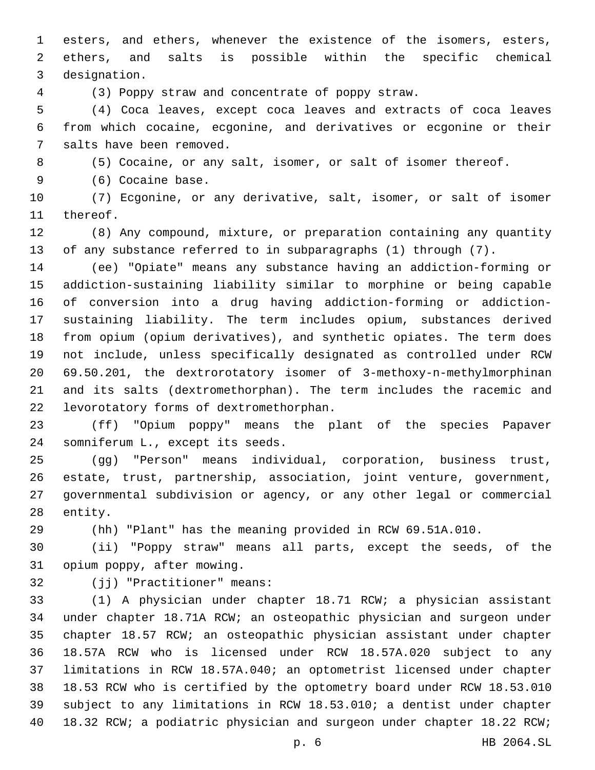esters, and ethers, whenever the existence of the isomers, esters, ethers, and salts is possible within the specific chemical designation.

(3) Poppy straw and concentrate of poppy straw.

(4) Coca leaves, except coca leaves and extracts of coca leaves from which cocaine, ecgonine, and derivatives or ecgonine or their salts have been removed.

(5) Cocaine, or any salt, isomer, or salt of isomer thereof.

(6) Cocaine base.

(7) Ecgonine, or any derivative, salt, isomer, or salt of isomer thereof.

(8) Any compound, mixture, or preparation containing any quantity of any substance referred to in subparagraphs (1) through (7).

(ee) "Opiate" means any substance having an addiction-forming or addiction-sustaining liability similar to morphine or being capable of conversion into a drug having addiction-forming or addiction-sustaining liability. The term includes opium, substances derived from opium (opium derivatives), and synthetic opiates. The term does not include, unless specifically designated as controlled under RCW 69.50.201, the dextrorotatory isomer of 3-methoxy-n-methylmorphinan and its salts (dextromethorphan). The term includes the racemic and levorotatory forms of dextromethorphan.

(ff) "Opium poppy" means the plant of the species Papaver somniferum L., except its seeds.

(gg) "Person" means individual, corporation, business trust, estate, trust, partnership, association, joint venture, government, governmental subdivision or agency, or any other legal or commercial entity.

(hh) "Plant" has the meaning provided in RCW 69.51A.010.

(ii) "Poppy straw" means all parts, except the seeds, of the opium poppy, after mowing.

(jj) "Practitioner" means:

(1) A physician under chapter 18.71 RCW; a physician assistant under chapter 18.71A RCW; an osteopathic physician and surgeon under chapter 18.57 RCW; an osteopathic physician assistant under chapter 18.57A RCW who is licensed under RCW 18.57A.020 subject to any limitations in RCW 18.57A.040; an optometrist licensed under chapter 18.53 RCW who is certified by the optometry board under RCW 18.53.010 subject to any limitations in RCW 18.53.010; a dentist under chapter 18.32 RCW; a podiatric physician and surgeon under chapter 18.22 RCW;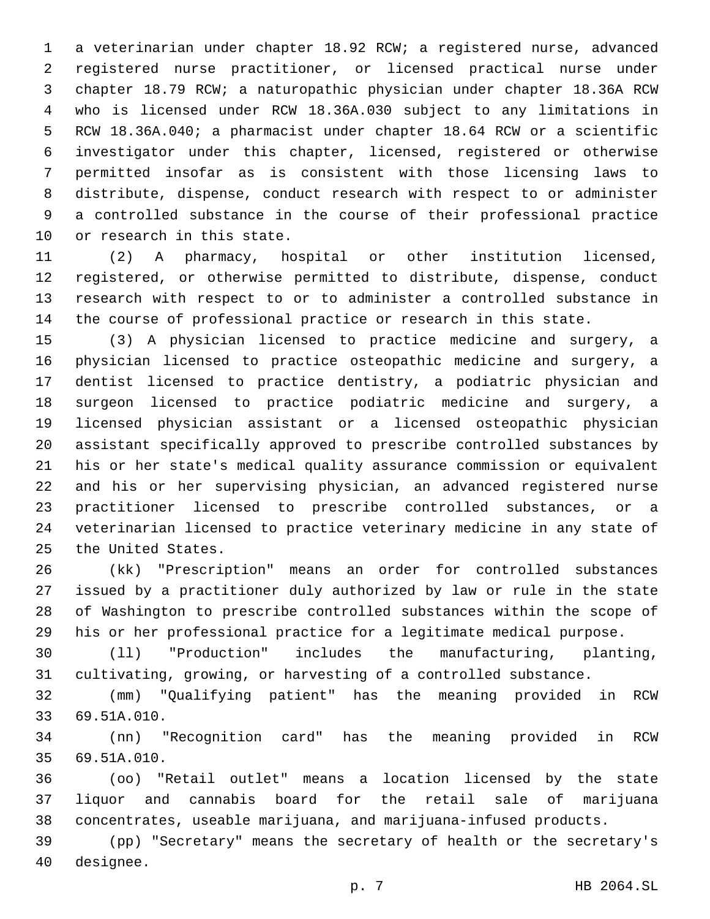a veterinarian under chapter 18.92 RCW; a registered nurse, advanced registered nurse practitioner, or licensed practical nurse under chapter 18.79 RCW; a naturopathic physician under chapter 18.36A RCW who is licensed under RCW 18.36A.030 subject to any limitations in RCW 18.36A.040; a pharmacist under chapter 18.64 RCW or a scientific investigator under this chapter, licensed, registered or otherwise permitted insofar as is consistent with those licensing laws to distribute, dispense, conduct research with respect to or administer a controlled substance in the course of their professional practice or research in this state.

(2) A pharmacy, hospital or other institution licensed, registered, or otherwise permitted to distribute, dispense, conduct research with respect to or to administer a controlled substance in the course of professional practice or research in this state.

(3) A physician licensed to practice medicine and surgery, a physician licensed to practice osteopathic medicine and surgery, a dentist licensed to practice dentistry, a podiatric physician and surgeon licensed to practice podiatric medicine and surgery, a licensed physician assistant or a licensed osteopathic physician assistant specifically approved to prescribe controlled substances by his or her state's medical quality assurance commission or equivalent and his or her supervising physician, an advanced registered nurse practitioner licensed to prescribe controlled substances, or a veterinarian licensed to practice veterinary medicine in any state of the United States.

(kk) "Prescription" means an order for controlled substances issued by a practitioner duly authorized by law or rule in the state of Washington to prescribe controlled substances within the scope of his or her professional practice for a legitimate medical purpose.

(ll) "Production" includes the manufacturing, planting, cultivating, growing, or harvesting of a controlled substance.

(mm) "Qualifying patient" has the meaning provided in RCW 69.51A.010.

(nn) "Recognition card" has the meaning provided in RCW 69.51A.010.

(oo) "Retail outlet" means a location licensed by the state liquor and cannabis board for the retail sale of marijuana concentrates, useable marijuana, and marijuana-infused products.

(pp) "Secretary" means the secretary of health or the secretary's designee.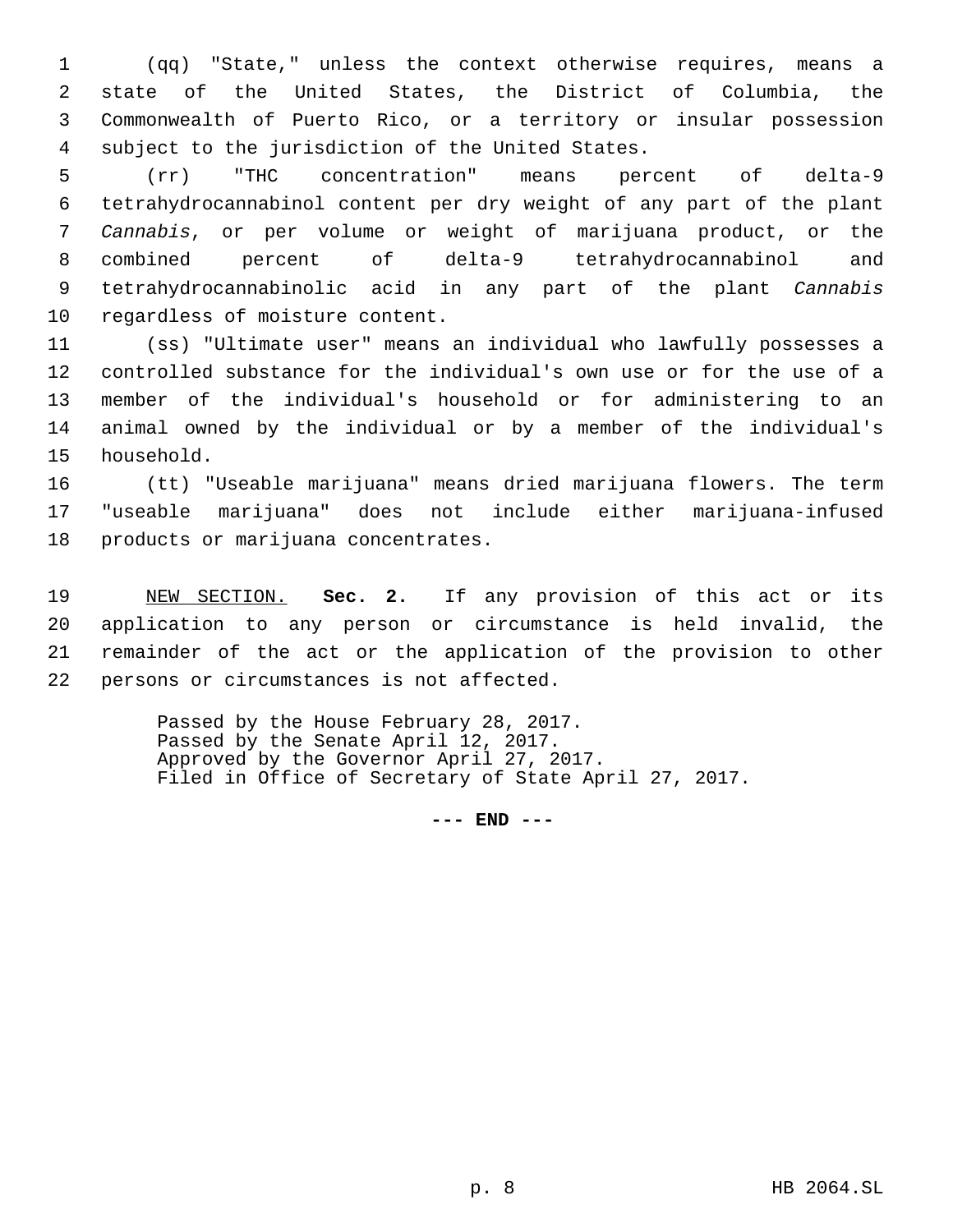(qq) "State," unless the context otherwise requires, means a state of the United States, the District of Columbia, the Commonwealth of Puerto Rico, or a territory or insular possession subject to the jurisdiction of the United States.

(rr) "THC concentration" means percent of delta-9 tetrahydrocannabinol content per dry weight of any part of the plant *Cannabis*, or per volume or weight of marijuana product, or the combined percent of delta-9 tetrahydrocannabinol and tetrahydrocannabinolic acid in any part of the plant *Cannabis* regardless of moisture content.

(ss) "Ultimate user" means an individual who lawfully possesses a controlled substance for the individual's own use or for the use of a member of the individual's household or for administering to an animal owned by the individual or by a member of the individual's household.

(tt) "Useable marijuana" means dried marijuana flowers. The term "useable marijuana" does not include either marijuana-infused products or marijuana concentrates.

NEW SECTION. **Sec. 2.** If any provision of this act or its application to any person or circumstance is held invalid, the remainder of the act or the application of the provision to other persons or circumstances is not affected.

Passed by the House February 28, 2017.
Passed by the Senate April 12, 2017.
Approved by the Governor April 27, 2017.
Filed in Office of Secretary of State April 27, 2017.

**--- END ---**